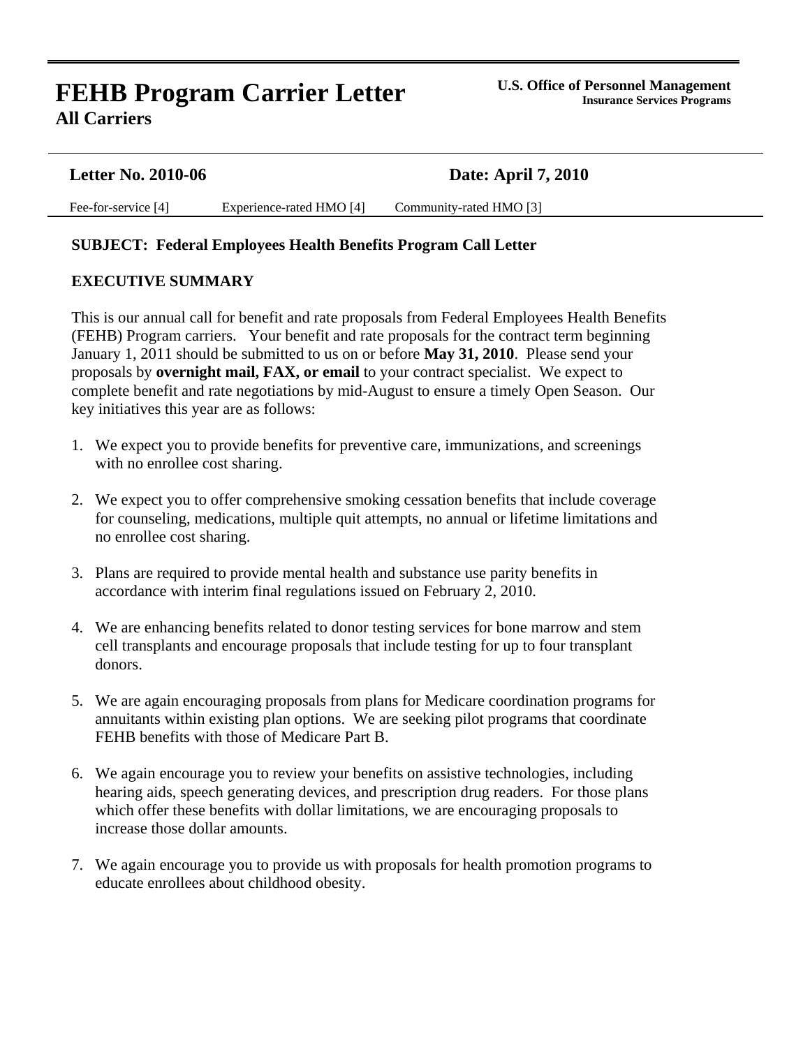# FEHB Program Carrier Letter

**All Carriers**

**U.S. Office of Personnel Management**
**Insurance Services Programs**

**Letter No. 2010-06** | **Date: April 7, 2010**

Fee-for-service [4] | Experience-rated HMO [4] | Community-rated HMO [3]

**SUBJECT: Federal Employees Health Benefits Program Call Letter**

**EXECUTIVE SUMMARY**

This is our annual call for benefit and rate proposals from Federal Employees Health Benefits (FEHB) Program carriers. Your benefit and rate proposals for the contract term beginning January 1, 2011 should be submitted to us on or before **May 31, 2010**. Please send your proposals by **overnight mail, FAX, or email** to your contract specialist. We expect to complete benefit and rate negotiations by mid-August to ensure a timely Open Season. Our key initiatives this year are as follows:

1. We expect you to provide benefits for preventive care, immunizations, and screenings with no enrollee cost sharing.

2. We expect you to offer comprehensive smoking cessation benefits that include coverage for counseling, medications, multiple quit attempts, no annual or lifetime limitations and no enrollee cost sharing.

3. Plans are required to provide mental health and substance use parity benefits in accordance with interim final regulations issued on February 2, 2010.

4. We are enhancing benefits related to donor testing services for bone marrow and stem cell transplants and encourage proposals that include testing for up to four transplant donors.

5. We are again encouraging proposals from plans for Medicare coordination programs for annuitants within existing plan options. We are seeking pilot programs that coordinate FEHB benefits with those of Medicare Part B.

6. We again encourage you to review your benefits on assistive technologies, including hearing aids, speech generating devices, and prescription drug readers. For those plans which offer these benefits with dollar limitations, we are encouraging proposals to increase those dollar amounts.

7. We again encourage you to provide us with proposals for health promotion programs to educate enrollees about childhood obesity.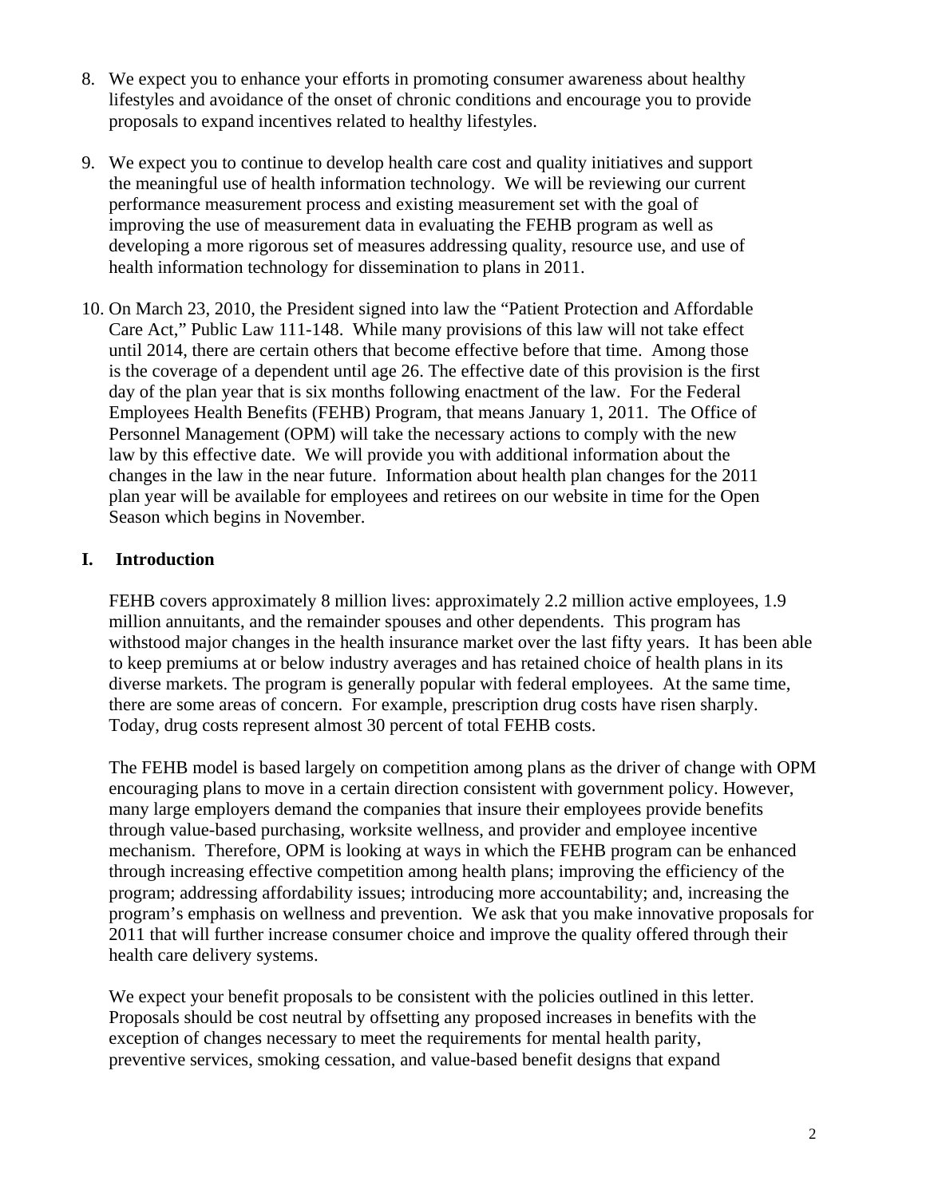8. We expect you to enhance your efforts in promoting consumer awareness about healthy lifestyles and avoidance of the onset of chronic conditions and encourage you to provide proposals to expand incentives related to healthy lifestyles.

9. We expect you to continue to develop health care cost and quality initiatives and support the meaningful use of health information technology. We will be reviewing our current performance measurement process and existing measurement set with the goal of improving the use of measurement data in evaluating the FEHB program as well as developing a more rigorous set of measures addressing quality, resource use, and use of health information technology for dissemination to plans in 2011.

10. On March 23, 2010, the President signed into law the "Patient Protection and Affordable Care Act," Public Law 111-148. While many provisions of this law will not take effect until 2014, there are certain others that become effective before that time. Among those is the coverage of a dependent until age 26. The effective date of this provision is the first day of the plan year that is six months following enactment of the law. For the Federal Employees Health Benefits (FEHB) Program, that means January 1, 2011. The Office of Personnel Management (OPM) will take the necessary actions to comply with the new law by this effective date. We will provide you with additional information about the changes in the law in the near future. Information about health plan changes for the 2011 plan year will be available for employees and retirees on our website in time for the Open Season which begins in November.

## I. Introduction

FEHB covers approximately 8 million lives: approximately 2.2 million active employees, 1.9 million annuitants, and the remainder spouses and other dependents. This program has withstood major changes in the health insurance market over the last fifty years. It has been able to keep premiums at or below industry averages and has retained choice of health plans in its diverse markets. The program is generally popular with federal employees. At the same time, there are some areas of concern. For example, prescription drug costs have risen sharply. Today, drug costs represent almost 30 percent of total FEHB costs.

The FEHB model is based largely on competition among plans as the driver of change with OPM encouraging plans to move in a certain direction consistent with government policy. However, many large employers demand the companies that insure their employees provide benefits through value-based purchasing, worksite wellness, and provider and employee incentive mechanism. Therefore, OPM is looking at ways in which the FEHB program can be enhanced through increasing effective competition among health plans; improving the efficiency of the program; addressing affordability issues; introducing more accountability; and, increasing the program's emphasis on wellness and prevention. We ask that you make innovative proposals for 2011 that will further increase consumer choice and improve the quality offered through their health care delivery systems.

We expect your benefit proposals to be consistent with the policies outlined in this letter. Proposals should be cost neutral by offsetting any proposed increases in benefits with the exception of changes necessary to meet the requirements for mental health parity, preventive services, smoking cessation, and value-based benefit designs that expand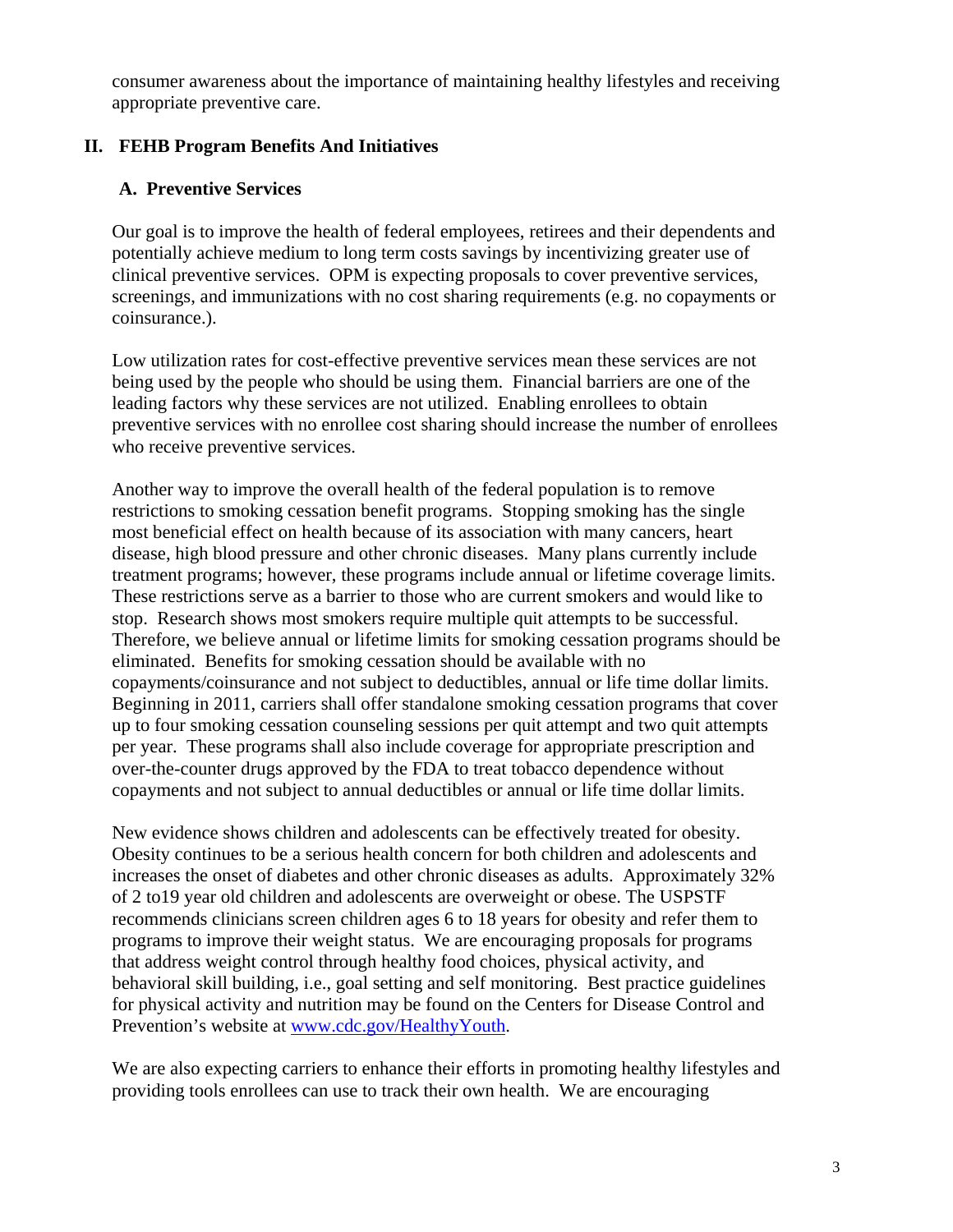consumer awareness about the importance of maintaining healthy lifestyles and receiving appropriate preventive care.

## II. FEHB Program Benefits And Initiatives

### A. Preventive Services

Our goal is to improve the health of federal employees, retirees and their dependents and potentially achieve medium to long term costs savings by incentivizing greater use of clinical preventive services. OPM is expecting proposals to cover preventive services, screenings, and immunizations with no cost sharing requirements (e.g. no copayments or coinsurance.).

Low utilization rates for cost-effective preventive services mean these services are not being used by the people who should be using them. Financial barriers are one of the leading factors why these services are not utilized. Enabling enrollees to obtain preventive services with no enrollee cost sharing should increase the number of enrollees who receive preventive services.

Another way to improve the overall health of the federal population is to remove restrictions to smoking cessation benefit programs. Stopping smoking has the single most beneficial effect on health because of its association with many cancers, heart disease, high blood pressure and other chronic diseases. Many plans currently include treatment programs; however, these programs include annual or lifetime coverage limits. These restrictions serve as a barrier to those who are current smokers and would like to stop. Research shows most smokers require multiple quit attempts to be successful. Therefore, we believe annual or lifetime limits for smoking cessation programs should be eliminated. Benefits for smoking cessation should be available with no copayments/coinsurance and not subject to deductibles, annual or life time dollar limits. Beginning in 2011, carriers shall offer standalone smoking cessation programs that cover up to four smoking cessation counseling sessions per quit attempt and two quit attempts per year. These programs shall also include coverage for appropriate prescription and over-the-counter drugs approved by the FDA to treat tobacco dependence without copayments and not subject to annual deductibles or annual or life time dollar limits.

New evidence shows children and adolescents can be effectively treated for obesity. Obesity continues to be a serious health concern for both children and adolescents and increases the onset of diabetes and other chronic diseases as adults. Approximately 32% of 2 to19 year old children and adolescents are overweight or obese. The USPSTF recommends clinicians screen children ages 6 to 18 years for obesity and refer them to programs to improve their weight status. We are encouraging proposals for programs that address weight control through healthy food choices, physical activity, and behavioral skill building, i.e., goal setting and self monitoring. Best practice guidelines for physical activity and nutrition may be found on the Centers for Disease Control and Prevention's website at [www.cdc.gov/HealthyYouth](www.cdc.gov/HealthyYouth).

We are also expecting carriers to enhance their efforts in promoting healthy lifestyles and providing tools enrollees can use to track their own health. We are encouraging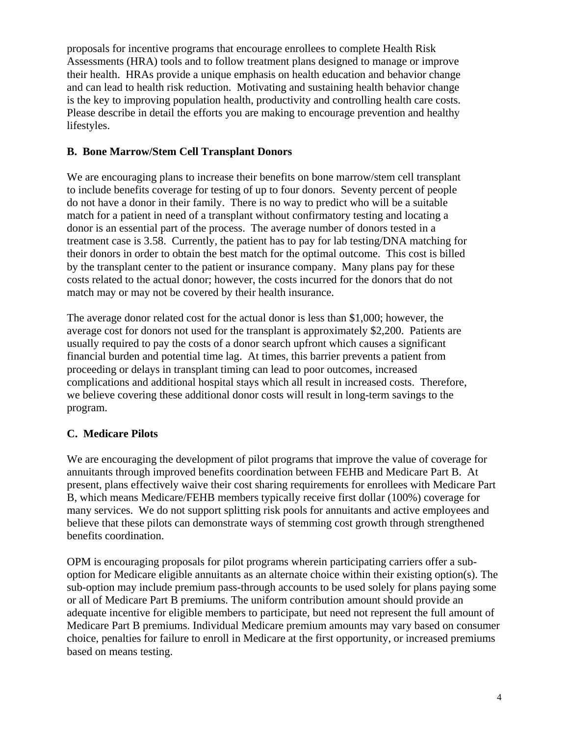proposals for incentive programs that encourage enrollees to complete Health Risk Assessments (HRA) tools and to follow treatment plans designed to manage or improve their health. HRAs provide a unique emphasis on health education and behavior change and can lead to health risk reduction. Motivating and sustaining health behavior change is the key to improving population health, productivity and controlling health care costs. Please describe in detail the efforts you are making to encourage prevention and healthy lifestyles.

### B. Bone Marrow/Stem Cell Transplant Donors

We are encouraging plans to increase their benefits on bone marrow/stem cell transplant to include benefits coverage for testing of up to four donors. Seventy percent of people do not have a donor in their family. There is no way to predict who will be a suitable match for a patient in need of a transplant without confirmatory testing and locating a donor is an essential part of the process. The average number of donors tested in a treatment case is 3.58. Currently, the patient has to pay for lab testing/DNA matching for their donors in order to obtain the best match for the optimal outcome. This cost is billed by the transplant center to the patient or insurance company. Many plans pay for these costs related to the actual donor; however, the costs incurred for the donors that do not match may or may not be covered by their health insurance.

The average donor related cost for the actual donor is less than $1,000; however, the average cost for donors not used for the transplant is approximately $2,200. Patients are usually required to pay the costs of a donor search upfront which causes a significant financial burden and potential time lag. At times, this barrier prevents a patient from proceeding or delays in transplant timing can lead to poor outcomes, increased complications and additional hospital stays which all result in increased costs. Therefore, we believe covering these additional donor costs will result in long-term savings to the program.

### C. Medicare Pilots

We are encouraging the development of pilot programs that improve the value of coverage for annuitants through improved benefits coordination between FEHB and Medicare Part B. At present, plans effectively waive their cost sharing requirements for enrollees with Medicare Part B, which means Medicare/FEHB members typically receive first dollar (100%) coverage for many services. We do not support splitting risk pools for annuitants and active employees and believe that these pilots can demonstrate ways of stemming cost growth through strengthened benefits coordination.

OPM is encouraging proposals for pilot programs wherein participating carriers offer a sub-option for Medicare eligible annuitants as an alternate choice within their existing option(s). The sub-option may include premium pass-through accounts to be used solely for plans paying some or all of Medicare Part B premiums. The uniform contribution amount should provide an adequate incentive for eligible members to participate, but need not represent the full amount of Medicare Part B premiums. Individual Medicare premium amounts may vary based on consumer choice, penalties for failure to enroll in Medicare at the first opportunity, or increased premiums based on means testing.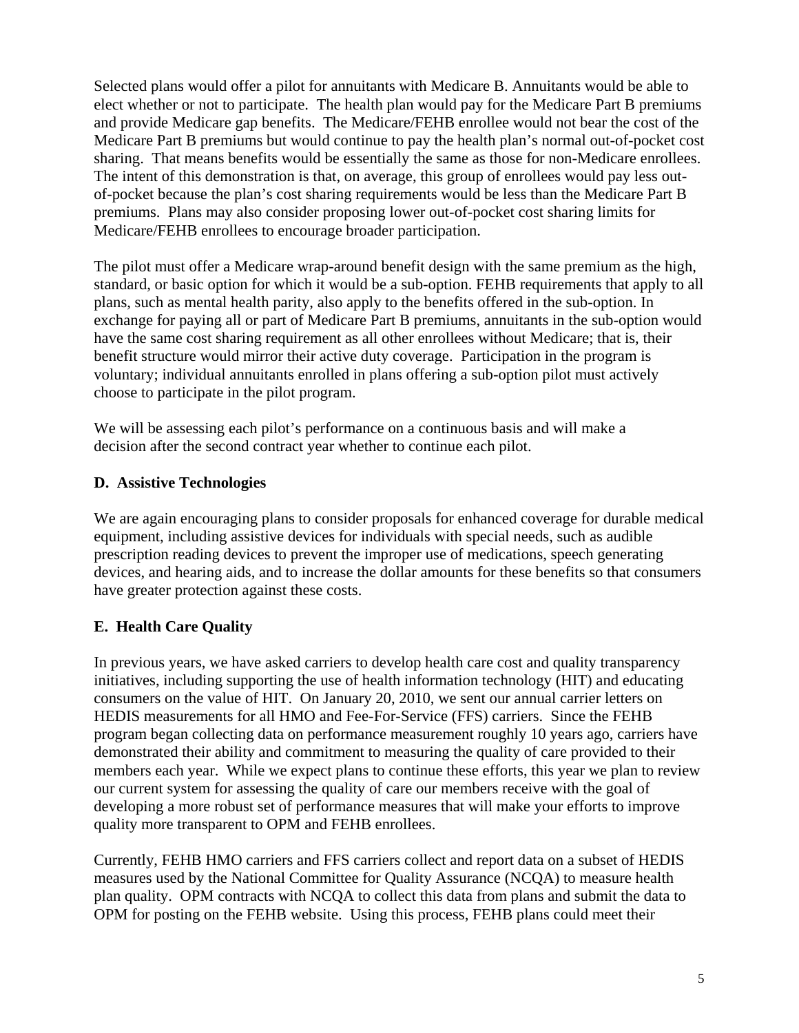Selected plans would offer a pilot for annuitants with Medicare B. Annuitants would be able to elect whether or not to participate. The health plan would pay for the Medicare Part B premiums and provide Medicare gap benefits. The Medicare/FEHB enrollee would not bear the cost of the Medicare Part B premiums but would continue to pay the health plan's normal out-of-pocket cost sharing. That means benefits would be essentially the same as those for non-Medicare enrollees. The intent of this demonstration is that, on average, this group of enrollees would pay less out-of-pocket because the plan's cost sharing requirements would be less than the Medicare Part B premiums. Plans may also consider proposing lower out-of-pocket cost sharing limits for Medicare/FEHB enrollees to encourage broader participation.

The pilot must offer a Medicare wrap-around benefit design with the same premium as the high, standard, or basic option for which it would be a sub-option. FEHB requirements that apply to all plans, such as mental health parity, also apply to the benefits offered in the sub-option. In exchange for paying all or part of Medicare Part B premiums, annuitants in the sub-option would have the same cost sharing requirement as all other enrollees without Medicare; that is, their benefit structure would mirror their active duty coverage. Participation in the program is voluntary; individual annuitants enrolled in plans offering a sub-option pilot must actively choose to participate in the pilot program.

We will be assessing each pilot's performance on a continuous basis and will make a decision after the second contract year whether to continue each pilot.

**D. Assistive Technologies**

We are again encouraging plans to consider proposals for enhanced coverage for durable medical equipment, including assistive devices for individuals with special needs, such as audible prescription reading devices to prevent the improper use of medications, speech generating devices, and hearing aids, and to increase the dollar amounts for these benefits so that consumers have greater protection against these costs.

**E. Health Care Quality**

In previous years, we have asked carriers to develop health care cost and quality transparency initiatives, including supporting the use of health information technology (HIT) and educating consumers on the value of HIT. On January 20, 2010, we sent our annual carrier letters on HEDIS measurements for all HMO and Fee-For-Service (FFS) carriers. Since the FEHB program began collecting data on performance measurement roughly 10 years ago, carriers have demonstrated their ability and commitment to measuring the quality of care provided to their members each year. While we expect plans to continue these efforts, this year we plan to review our current system for assessing the quality of care our members receive with the goal of developing a more robust set of performance measures that will make your efforts to improve quality more transparent to OPM and FEHB enrollees.

Currently, FEHB HMO carriers and FFS carriers collect and report data on a subset of HEDIS measures used by the National Committee for Quality Assurance (NCQA) to measure health plan quality. OPM contracts with NCQA to collect this data from plans and submit the data to OPM for posting on the FEHB website. Using this process, FEHB plans could meet their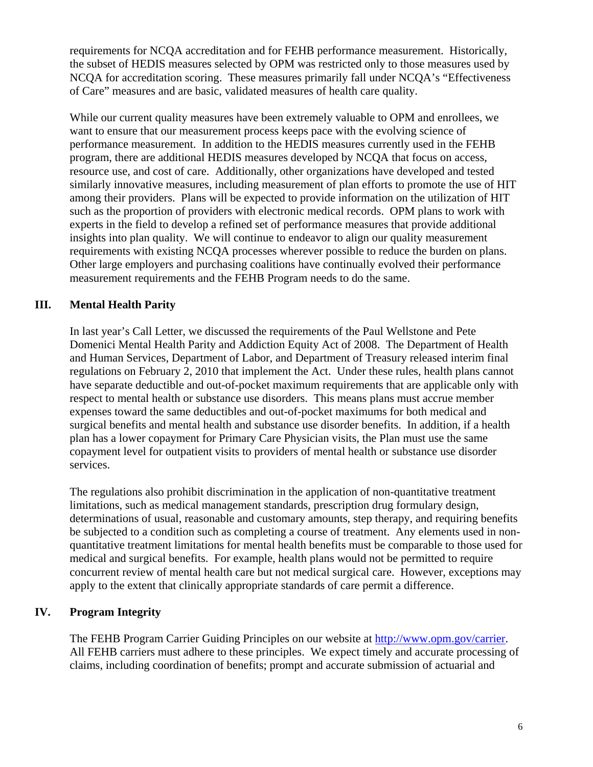requirements for NCQA accreditation and for FEHB performance measurement. Historically, the subset of HEDIS measures selected by OPM was restricted only to those measures used by NCQA for accreditation scoring. These measures primarily fall under NCQA's "Effectiveness of Care" measures and are basic, validated measures of health care quality.

While our current quality measures have been extremely valuable to OPM and enrollees, we want to ensure that our measurement process keeps pace with the evolving science of performance measurement. In addition to the HEDIS measures currently used in the FEHB program, there are additional HEDIS measures developed by NCQA that focus on access, resource use, and cost of care. Additionally, other organizations have developed and tested similarly innovative measures, including measurement of plan efforts to promote the use of HIT among their providers. Plans will be expected to provide information on the utilization of HIT such as the proportion of providers with electronic medical records. OPM plans to work with experts in the field to develop a refined set of performance measures that provide additional insights into plan quality. We will continue to endeavor to align our quality measurement requirements with existing NCQA processes wherever possible to reduce the burden on plans. Other large employers and purchasing coalitions have continually evolved their performance measurement requirements and the FEHB Program needs to do the same.

## III. Mental Health Parity

In last year's Call Letter, we discussed the requirements of the Paul Wellstone and Pete Domenici Mental Health Parity and Addiction Equity Act of 2008. The Department of Health and Human Services, Department of Labor, and Department of Treasury released interim final regulations on February 2, 2010 that implement the Act. Under these rules, health plans cannot have separate deductible and out-of-pocket maximum requirements that are applicable only with respect to mental health or substance use disorders. This means plans must accrue member expenses toward the same deductibles and out-of-pocket maximums for both medical and surgical benefits and mental health and substance use disorder benefits. In addition, if a health plan has a lower copayment for Primary Care Physician visits, the Plan must use the same copayment level for outpatient visits to providers of mental health or substance use disorder services.

The regulations also prohibit discrimination in the application of non-quantitative treatment limitations, such as medical management standards, prescription drug formulary design, determinations of usual, reasonable and customary amounts, step therapy, and requiring benefits be subjected to a condition such as completing a course of treatment. Any elements used in non-quantitative treatment limitations for mental health benefits must be comparable to those used for medical and surgical benefits. For example, health plans would not be permitted to require concurrent review of mental health care but not medical surgical care. However, exceptions may apply to the extent that clinically appropriate standards of care permit a difference.

## IV. Program Integrity

The FEHB Program Carrier Guiding Principles on our website at http://www.opm.gov/carrier. All FEHB carriers must adhere to these principles. We expect timely and accurate processing of claims, including coordination of benefits; prompt and accurate submission of actuarial and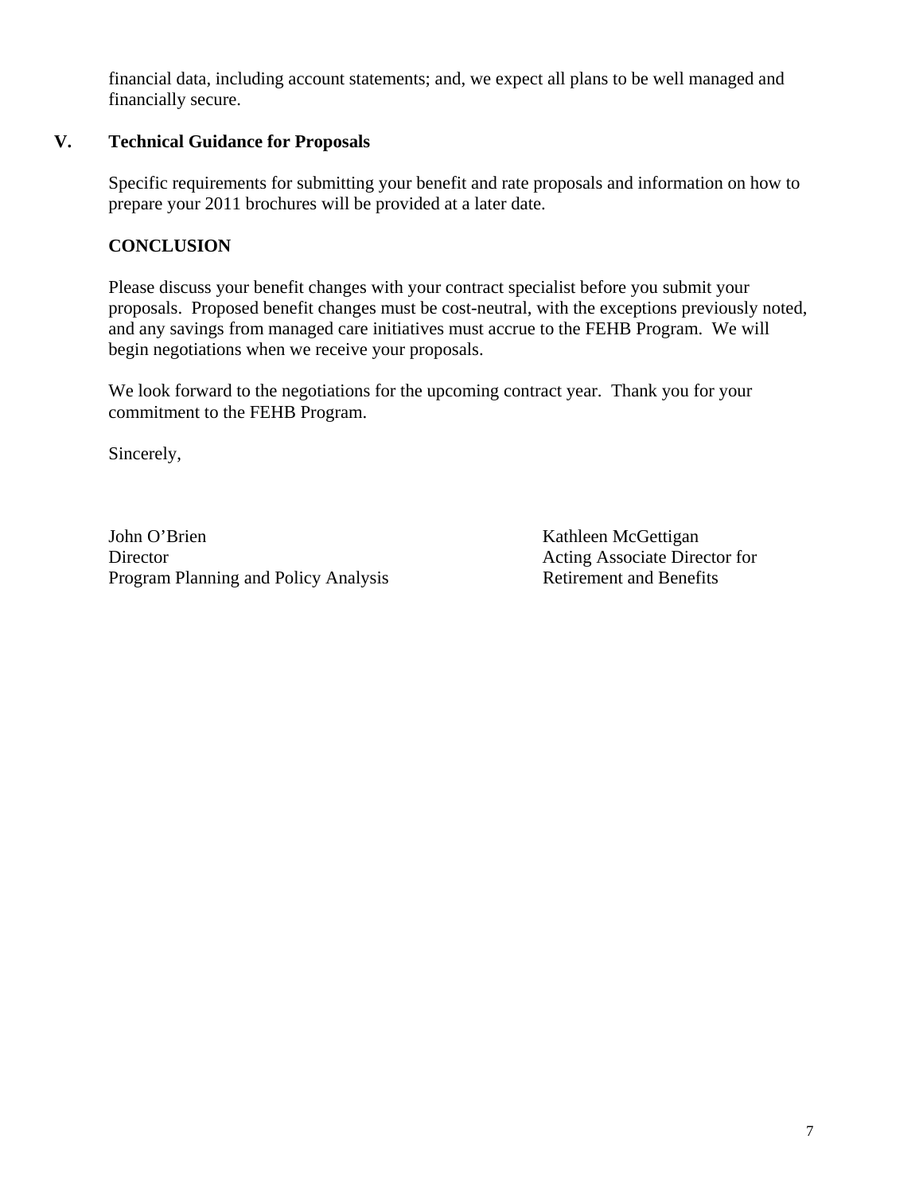financial data, including account statements; and, we expect all plans to be well managed and financially secure.

## V. Technical Guidance for Proposals

Specific requirements for submitting your benefit and rate proposals and information on how to prepare your 2011 brochures will be provided at a later date.

## CONCLUSION

Please discuss your benefit changes with your contract specialist before you submit your proposals. Proposed benefit changes must be cost-neutral, with the exceptions previously noted, and any savings from managed care initiatives must accrue to the FEHB Program. We will begin negotiations when we receive your proposals.

We look forward to the negotiations for the upcoming contract year. Thank you for your commitment to the FEHB Program.

Sincerely,

John O'Brien
Director
Program Planning and Policy Analysis

Kathleen McGettigan
Acting Associate Director for
Retirement and Benefits